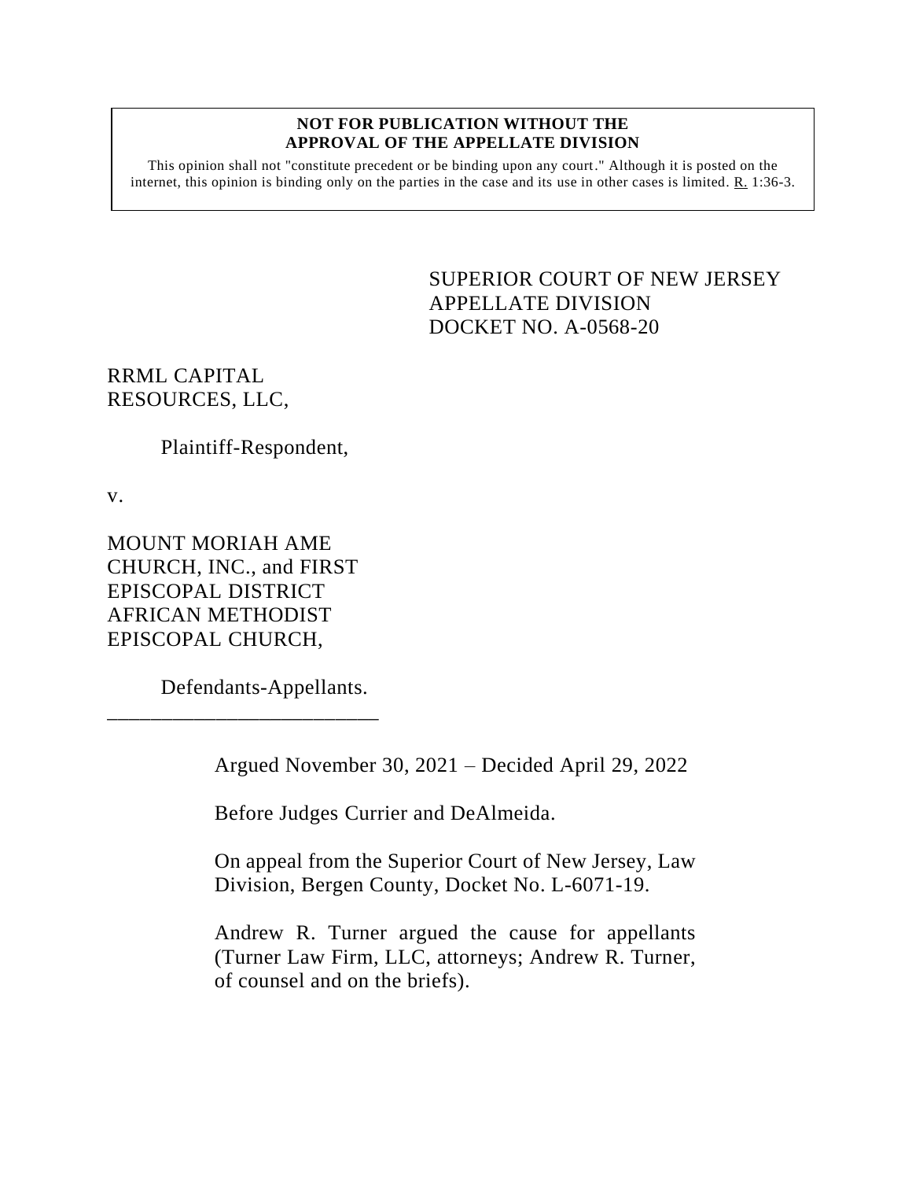**NOT FOR PUBLICATION WITHOUT THE APPROVAL OF THE APPELLATE DIVISION**

This opinion shall not "constitute precedent or be binding upon any court." Although it is posted on the internet, this opinion is binding only on the parties in the case and its use in other cases is limited. R. 1:36-3.

SUPERIOR COURT OF NEW JERSEY
APPELLATE DIVISION
DOCKET NO. A-0568-20

RRML CAPITAL RESOURCES, LLC,

Plaintiff-Respondent,

v.

MOUNT MORIAH AME CHURCH, INC., and FIRST EPISCOPAL DISTRICT AFRICAN METHODIST EPISCOPAL CHURCH,

Defendants-Appellants.

_________________________

Argued November 30, 2021 – Decided April 29, 2022

Before Judges Currier and DeAlmeida.

On appeal from the Superior Court of New Jersey, Law Division, Bergen County, Docket No. L-6071-19.

Andrew R. Turner argued the cause for appellants (Turner Law Firm, LLC, attorneys; Andrew R. Turner, of counsel and on the briefs).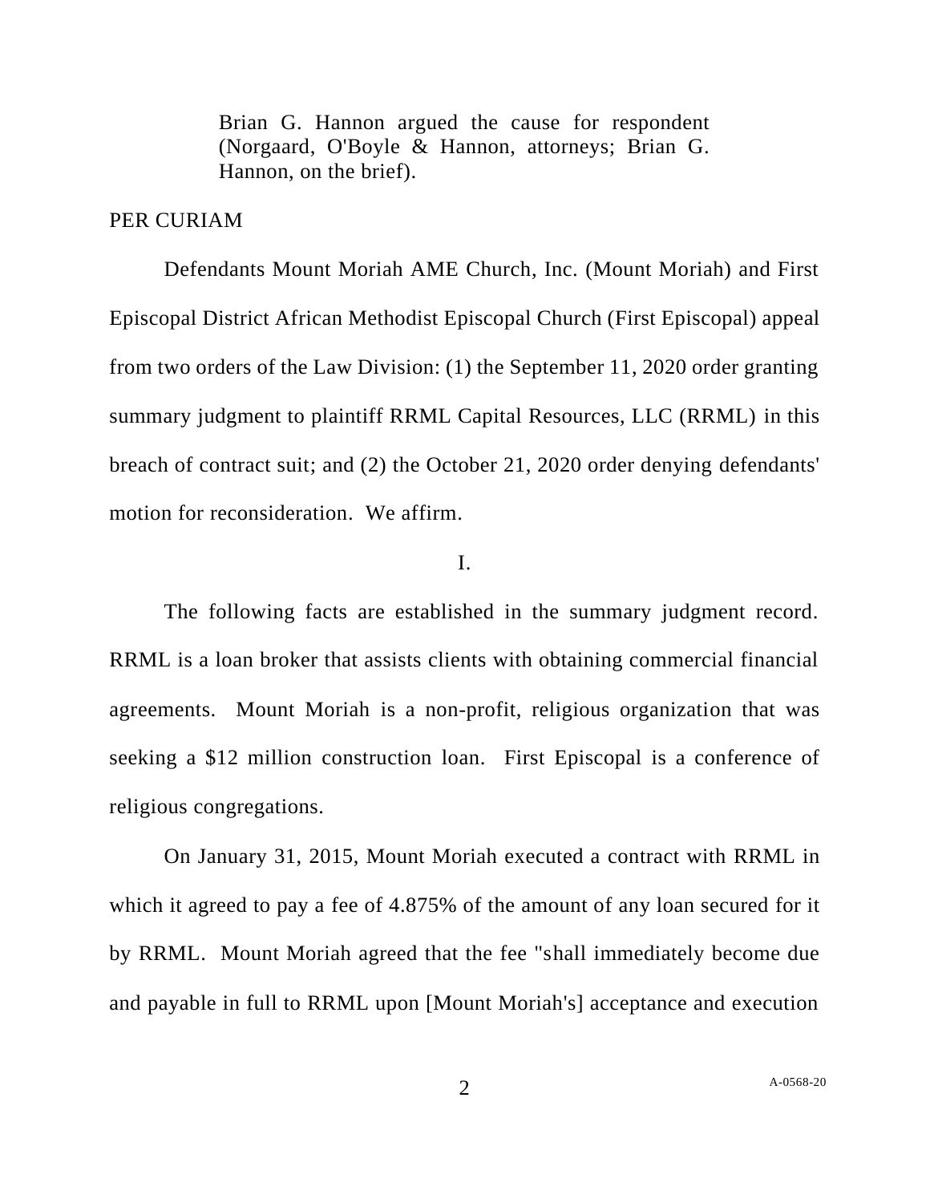Brian G. Hannon argued the cause for respondent (Norgaard, O'Boyle & Hannon, attorneys; Brian G. Hannon, on the brief).

PER CURIAM

Defendants Mount Moriah AME Church, Inc. (Mount Moriah) and First Episcopal District African Methodist Episcopal Church (First Episcopal) appeal from two orders of the Law Division: (1) the September 11, 2020 order granting summary judgment to plaintiff RRML Capital Resources, LLC (RRML) in this breach of contract suit; and (2) the October 21, 2020 order denying defendants' motion for reconsideration. We affirm.

I.

The following facts are established in the summary judgment record. RRML is a loan broker that assists clients with obtaining commercial financial agreements. Mount Moriah is a non-profit, religious organization that was seeking a $12 million construction loan. First Episcopal is a conference of religious congregations.

On January 31, 2015, Mount Moriah executed a contract with RRML in which it agreed to pay a fee of 4.875% of the amount of any loan secured for it by RRML. Mount Moriah agreed that the fee "shall immediately become due and payable in full to RRML upon [Mount Moriah's] acceptance and execution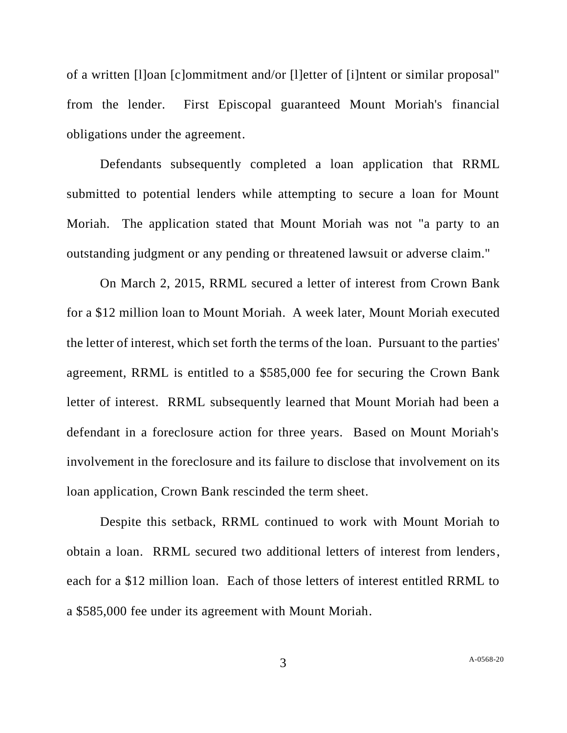of a written [l]oan [c]ommitment and/or [l]etter of [i]ntent or similar proposal" from the lender. First Episcopal guaranteed Mount Moriah's financial obligations under the agreement.

Defendants subsequently completed a loan application that RRML submitted to potential lenders while attempting to secure a loan for Mount Moriah. The application stated that Mount Moriah was not "a party to an outstanding judgment or any pending or threatened lawsuit or adverse claim."

On March 2, 2015, RRML secured a letter of interest from Crown Bank for a $12 million loan to Mount Moriah. A week later, Mount Moriah executed the letter of interest, which set forth the terms of the loan. Pursuant to the parties' agreement, RRML is entitled to a $585,000 fee for securing the Crown Bank letter of interest. RRML subsequently learned that Mount Moriah had been a defendant in a foreclosure action for three years. Based on Mount Moriah's involvement in the foreclosure and its failure to disclose that involvement on its loan application, Crown Bank rescinded the term sheet.

Despite this setback, RRML continued to work with Mount Moriah to obtain a loan. RRML secured two additional letters of interest from lenders, each for a $12 million loan. Each of those letters of interest entitled RRML to a $585,000 fee under its agreement with Mount Moriah.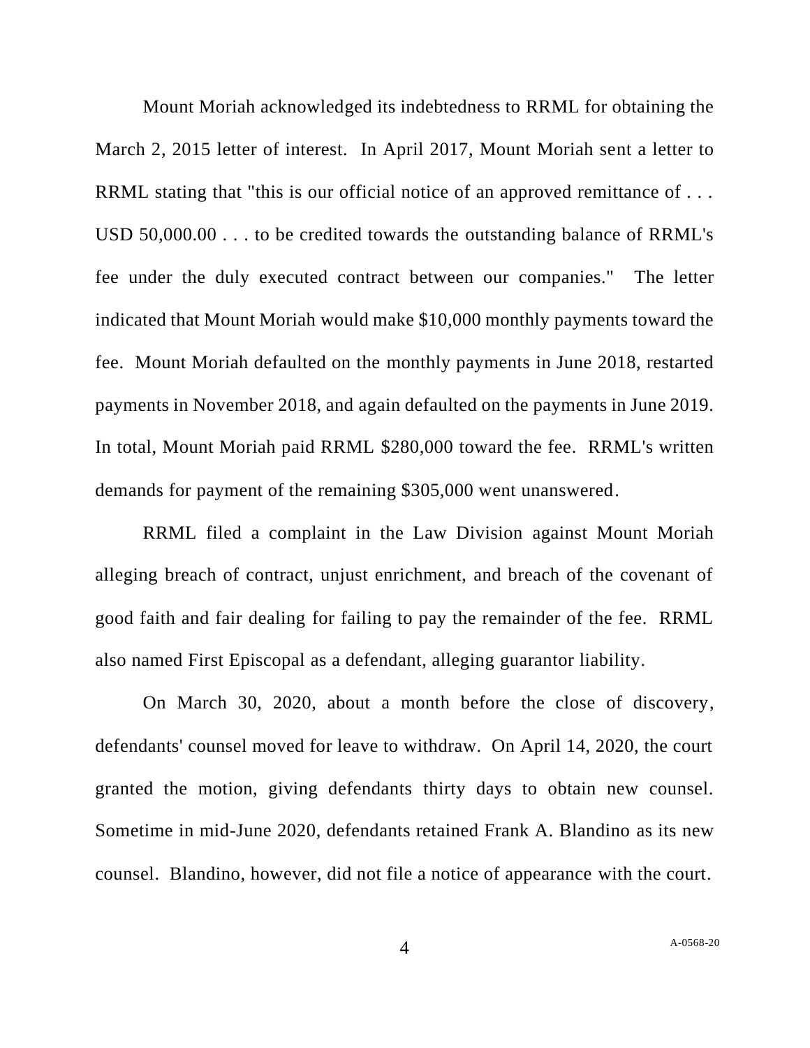Mount Moriah acknowledged its indebtedness to RRML for obtaining the March 2, 2015 letter of interest. In April 2017, Mount Moriah sent a letter to RRML stating that "this is our official notice of an approved remittance of . . . USD 50,000.00 . . . to be credited towards the outstanding balance of RRML's fee under the duly executed contract between our companies." The letter indicated that Mount Moriah would make $10,000 monthly payments toward the fee. Mount Moriah defaulted on the monthly payments in June 2018, restarted payments in November 2018, and again defaulted on the payments in June 2019. In total, Mount Moriah paid RRML $280,000 toward the fee. RRML's written demands for payment of the remaining $305,000 went unanswered.

RRML filed a complaint in the Law Division against Mount Moriah alleging breach of contract, unjust enrichment, and breach of the covenant of good faith and fair dealing for failing to pay the remainder of the fee. RRML also named First Episcopal as a defendant, alleging guarantor liability.

On March 30, 2020, about a month before the close of discovery, defendants' counsel moved for leave to withdraw. On April 14, 2020, the court granted the motion, giving defendants thirty days to obtain new counsel. Sometime in mid-June 2020, defendants retained Frank A. Blandino as its new counsel. Blandino, however, did not file a notice of appearance with the court.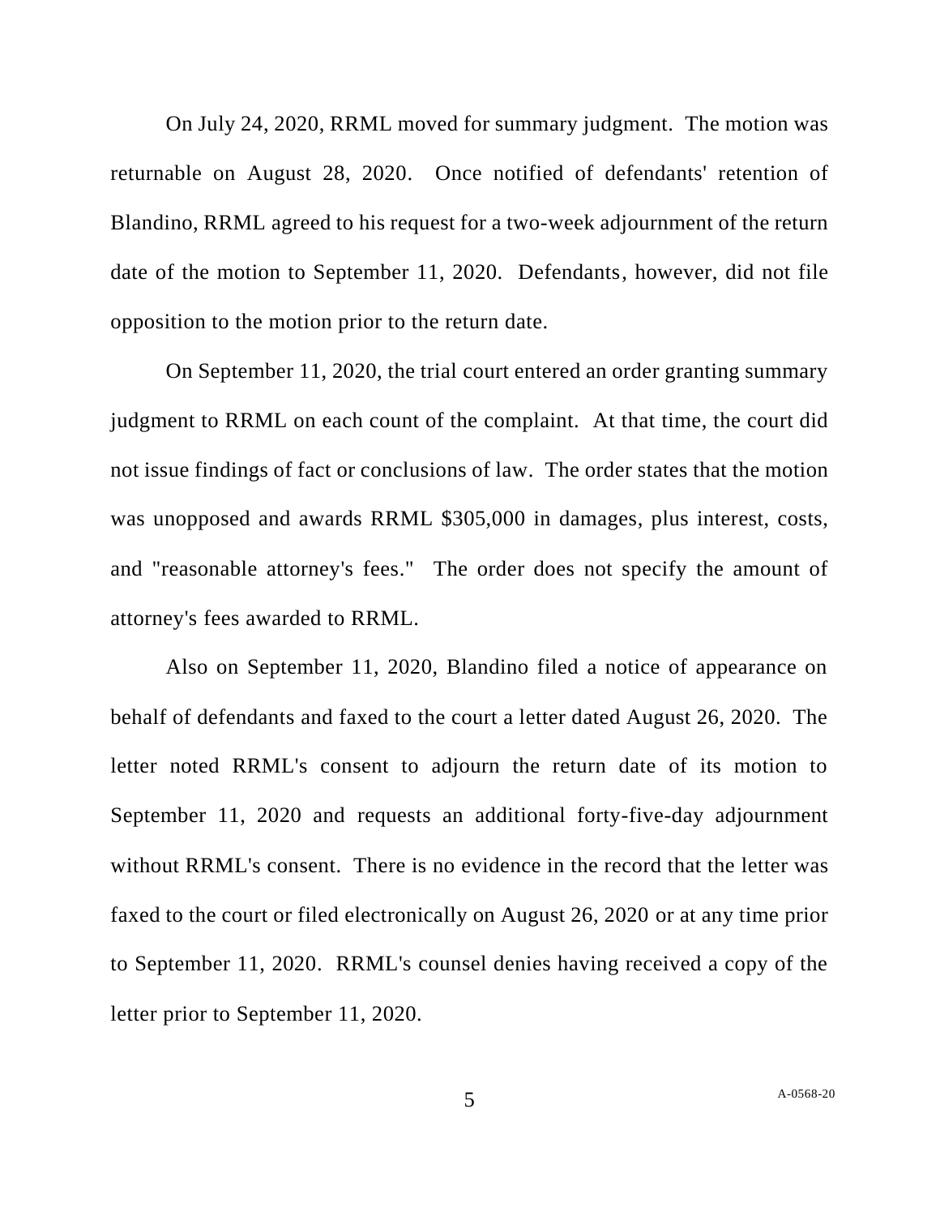On July 24, 2020, RRML moved for summary judgment. The motion was returnable on August 28, 2020. Once notified of defendants' retention of Blandino, RRML agreed to his request for a two-week adjournment of the return date of the motion to September 11, 2020. Defendants, however, did not file opposition to the motion prior to the return date.

On September 11, 2020, the trial court entered an order granting summary judgment to RRML on each count of the complaint. At that time, the court did not issue findings of fact or conclusions of law. The order states that the motion was unopposed and awards RRML $305,000 in damages, plus interest, costs, and "reasonable attorney's fees." The order does not specify the amount of attorney's fees awarded to RRML.

Also on September 11, 2020, Blandino filed a notice of appearance on behalf of defendants and faxed to the court a letter dated August 26, 2020. The letter noted RRML's consent to adjourn the return date of its motion to September 11, 2020 and requests an additional forty-five-day adjournment without RRML's consent. There is no evidence in the record that the letter was faxed to the court or filed electronically on August 26, 2020 or at any time prior to September 11, 2020. RRML's counsel denies having received a copy of the letter prior to September 11, 2020.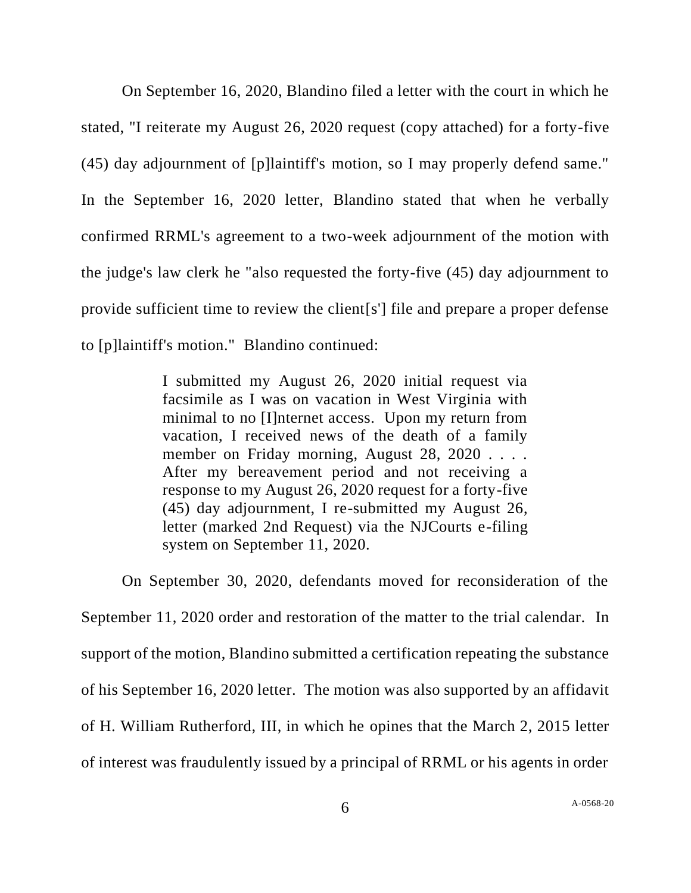On September 16, 2020, Blandino filed a letter with the court in which he stated, "I reiterate my August 26, 2020 request (copy attached) for a forty-five (45) day adjournment of [p]laintiff's motion, so I may properly defend same." In the September 16, 2020 letter, Blandino stated that when he verbally confirmed RRML's agreement to a two-week adjournment of the motion with the judge's law clerk he "also requested the forty-five (45) day adjournment to provide sufficient time to review the client[s'] file and prepare a proper defense to [p]laintiff's motion." Blandino continued:

> I submitted my August 26, 2020 initial request via facsimile as I was on vacation in West Virginia with minimal to no [I]nternet access. Upon my return from vacation, I received news of the death of a family member on Friday morning, August 28, 2020 . . . . After my bereavement period and not receiving a response to my August 26, 2020 request for a forty-five (45) day adjournment, I re-submitted my August 26, letter (marked 2nd Request) via the NJCourts e-filing system on September 11, 2020.

On September 30, 2020, defendants moved for reconsideration of the September 11, 2020 order and restoration of the matter to the trial calendar. In support of the motion, Blandino submitted a certification repeating the substance of his September 16, 2020 letter. The motion was also supported by an affidavit of H. William Rutherford, III, in which he opines that the March 2, 2015 letter of interest was fraudulently issued by a principal of RRML or his agents in order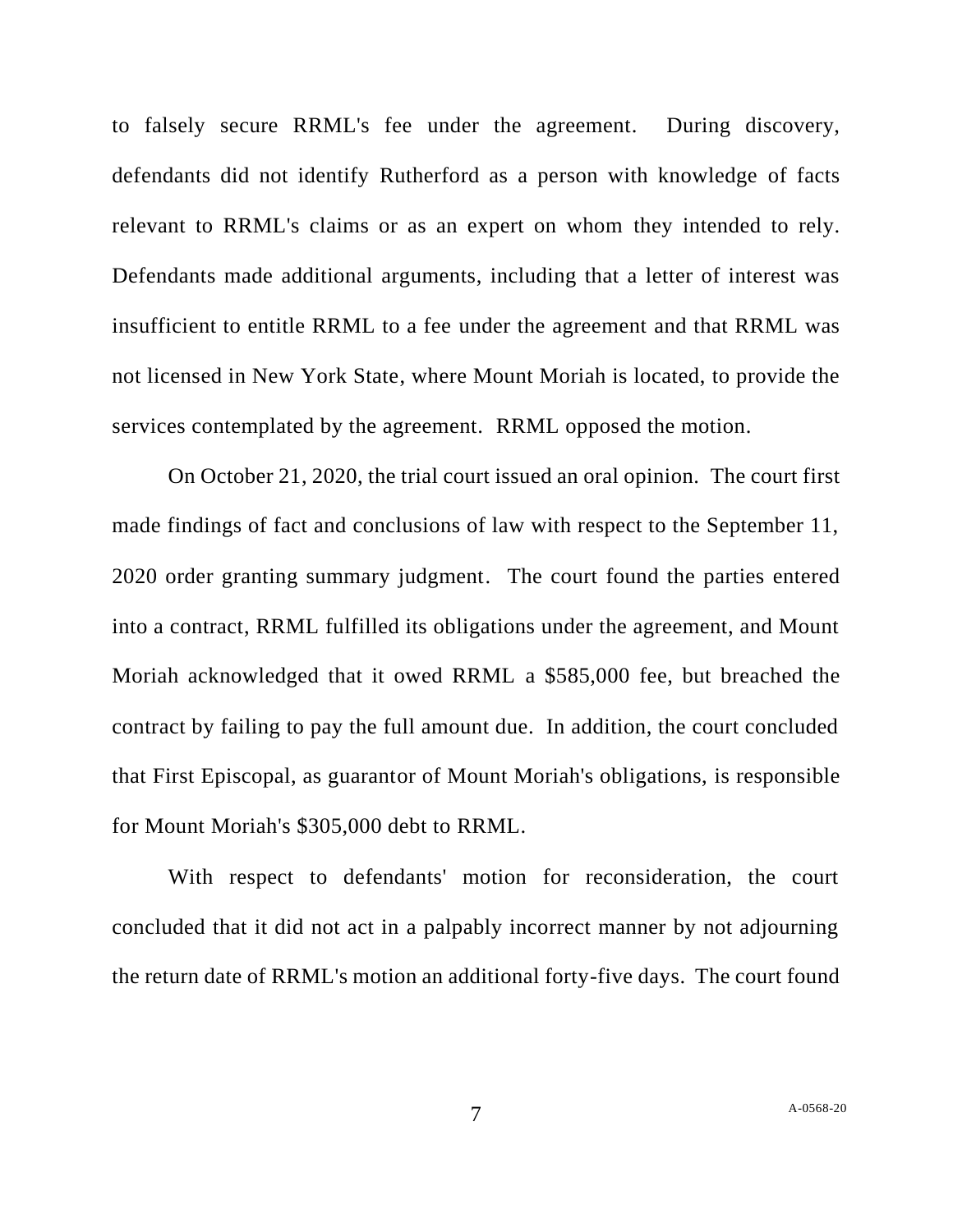to falsely secure RRML's fee under the agreement. During discovery, defendants did not identify Rutherford as a person with knowledge of facts relevant to RRML's claims or as an expert on whom they intended to rely. Defendants made additional arguments, including that a letter of interest was insufficient to entitle RRML to a fee under the agreement and that RRML was not licensed in New York State, where Mount Moriah is located, to provide the services contemplated by the agreement. RRML opposed the motion.

On October 21, 2020, the trial court issued an oral opinion. The court first made findings of fact and conclusions of law with respect to the September 11, 2020 order granting summary judgment. The court found the parties entered into a contract, RRML fulfilled its obligations under the agreement, and Mount Moriah acknowledged that it owed RRML a $585,000 fee, but breached the contract by failing to pay the full amount due. In addition, the court concluded that First Episcopal, as guarantor of Mount Moriah's obligations, is responsible for Mount Moriah's $305,000 debt to RRML.

With respect to defendants' motion for reconsideration, the court concluded that it did not act in a palpably incorrect manner by not adjourning the return date of RRML's motion an additional forty-five days. The court found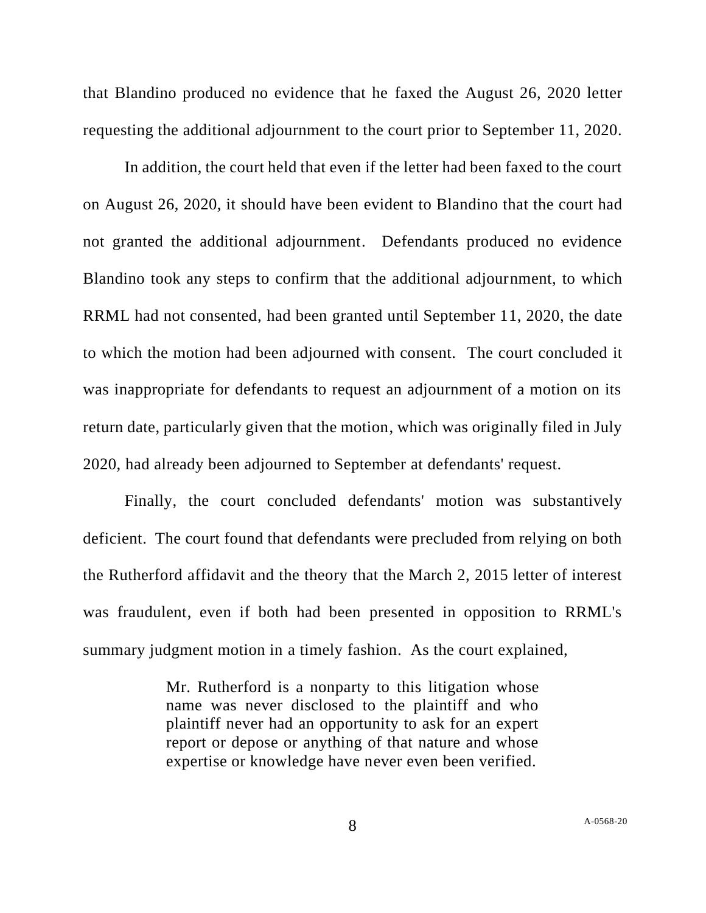that Blandino produced no evidence that he faxed the August 26, 2020 letter requesting the additional adjournment to the court prior to September 11, 2020.

In addition, the court held that even if the letter had been faxed to the court on August 26, 2020, it should have been evident to Blandino that the court had not granted the additional adjournment. Defendants produced no evidence Blandino took any steps to confirm that the additional adjournment, to which RRML had not consented, had been granted until September 11, 2020, the date to which the motion had been adjourned with consent. The court concluded it was inappropriate for defendants to request an adjournment of a motion on its return date, particularly given that the motion, which was originally filed in July 2020, had already been adjourned to September at defendants' request.

Finally, the court concluded defendants' motion was substantively deficient. The court found that defendants were precluded from relying on both the Rutherford affidavit and the theory that the March 2, 2015 letter of interest was fraudulent, even if both had been presented in opposition to RRML's summary judgment motion in a timely fashion. As the court explained,

> Mr. Rutherford is a nonparty to this litigation whose name was never disclosed to the plaintiff and who plaintiff never had an opportunity to ask for an expert report or depose or anything of that nature and whose expertise or knowledge have never even been verified.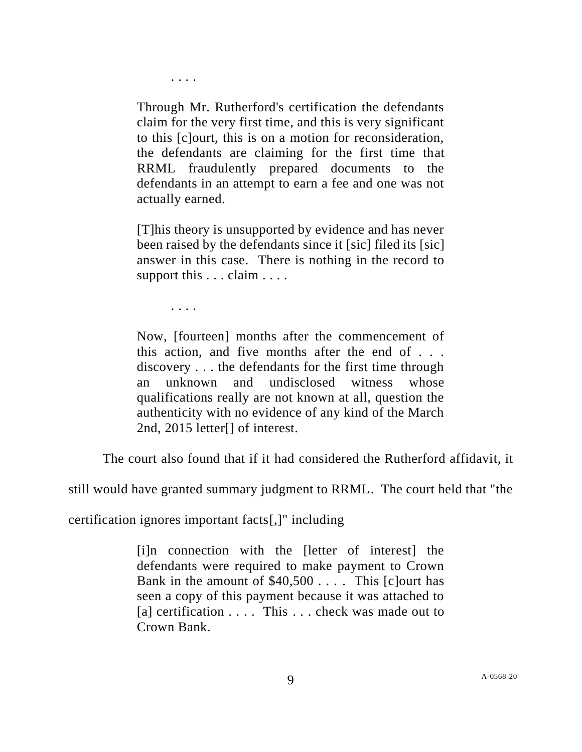> . . . .
>
> Through Mr. Rutherford's certification the defendants claim for the very first time, and this is very significant to this [c]ourt, this is on a motion for reconsideration, the defendants are claiming for the first time that RRML fraudulently prepared documents to the defendants in an attempt to earn a fee and one was not actually earned.
>
> [T]his theory is unsupported by evidence and has never been raised by the defendants since it [sic] filed its [sic] answer in this case. There is nothing in the record to support this . . . claim . . . .
>
> . . . .
>
> Now, [fourteen] months after the commencement of this action, and five months after the end of . . . discovery . . . the defendants for the first time through an unknown and undisclosed witness whose qualifications really are not known at all, question the authenticity with no evidence of any kind of the March 2nd, 2015 letter[] of interest.

The court also found that if it had considered the Rutherford affidavit, it still would have granted summary judgment to RRML. The court held that "the certification ignores important facts[,]" including

> [i]n connection with the [letter of interest] the defendants were required to make payment to Crown Bank in the amount of $40,500 . . . . This [c]ourt has seen a copy of this payment because it was attached to [a] certification . . . . This . . . check was made out to Crown Bank.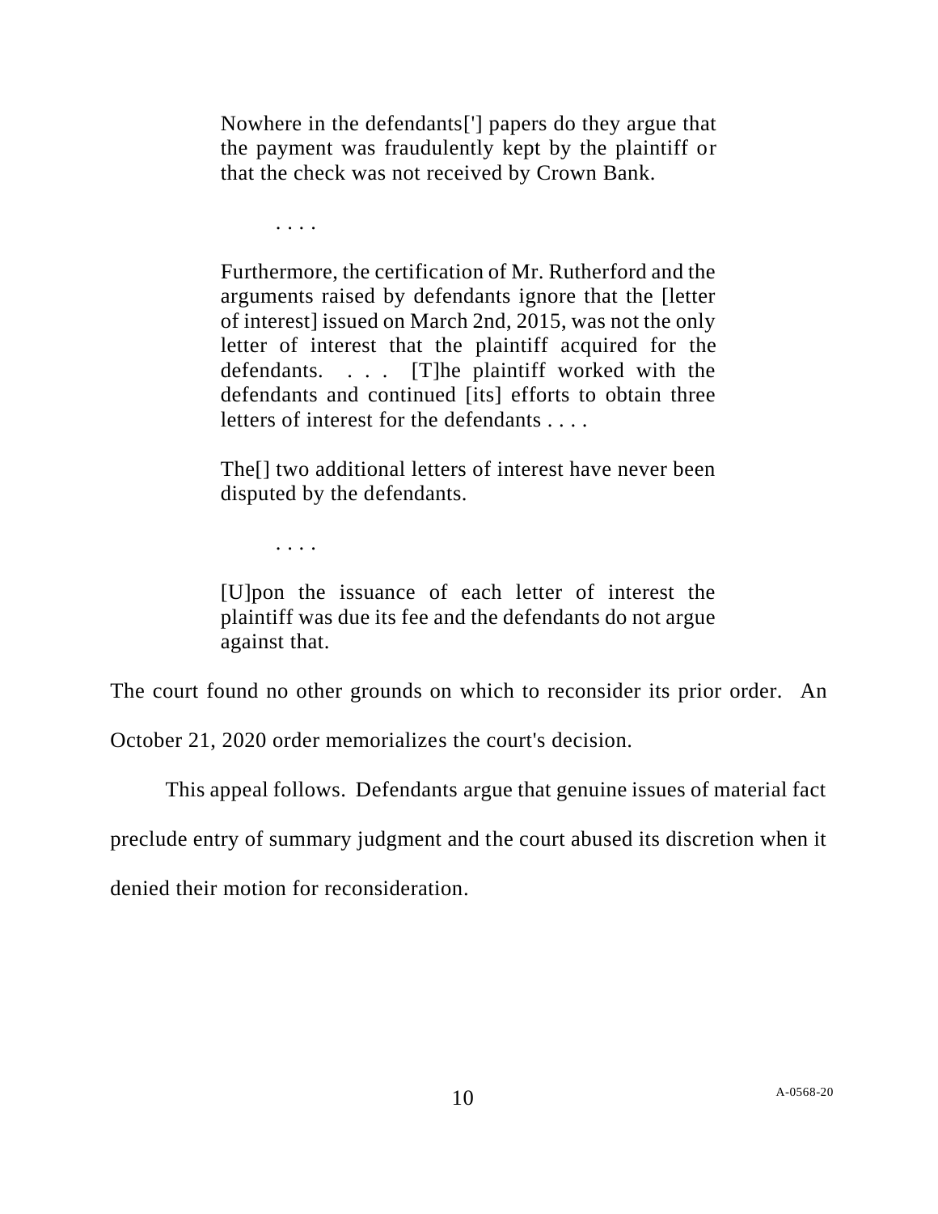> Nowhere in the defendants['] papers do they argue that the payment was fraudulently kept by the plaintiff or that the check was not received by Crown Bank.
>
> . . . .
>
> Furthermore, the certification of Mr. Rutherford and the arguments raised by defendants ignore that the [letter of interest] issued on March 2nd, 2015, was not the only letter of interest that the plaintiff acquired for the defendants. . . . [T]he plaintiff worked with the defendants and continued [its] efforts to obtain three letters of interest for the defendants . . . .
>
> The[] two additional letters of interest have never been disputed by the defendants.
>
> . . . .
>
> [U]pon the issuance of each letter of interest the plaintiff was due its fee and the defendants do not argue against that.

The court found no other grounds on which to reconsider its prior order. An October 21, 2020 order memorializes the court's decision.

This appeal follows. Defendants argue that genuine issues of material fact preclude entry of summary judgment and the court abused its discretion when it denied their motion for reconsideration.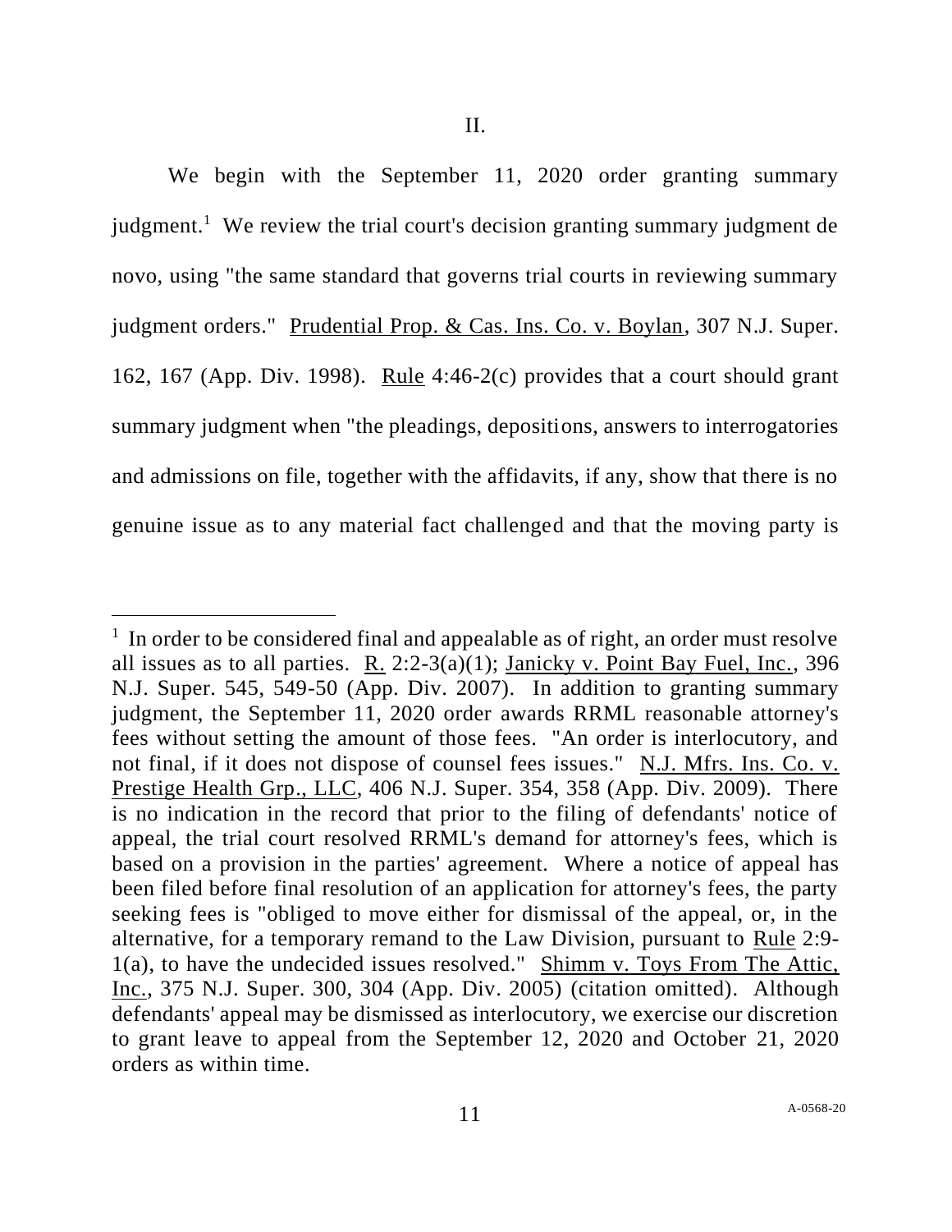II.

We begin with the September 11, 2020 order granting summary judgment.[1] We review the trial court's decision granting summary judgment de novo, using "the same standard that governs trial courts in reviewing summary judgment orders." Prudential Prop. & Cas. Ins. Co. v. Boylan, 307 N.J. Super. 162, 167 (App. Div. 1998). Rule 4:46-2(c) provides that a court should grant summary judgment when "the pleadings, depositions, answers to interrogatories and admissions on file, together with the affidavits, if any, show that there is no genuine issue as to any material fact challenged and that the moving party is

---

[1] In order to be considered final and appealable as of right, an order must resolve all issues as to all parties. R. 2:2-3(a)(1); Janicky v. Point Bay Fuel, Inc., 396 N.J. Super. 545, 549-50 (App. Div. 2007). In addition to granting summary judgment, the September 11, 2020 order awards RRML reasonable attorney's fees without setting the amount of those fees. "An order is interlocutory, and not final, if it does not dispose of counsel fees issues." N.J. Mfrs. Ins. Co. v. Prestige Health Grp., LLC, 406 N.J. Super. 354, 358 (App. Div. 2009). There is no indication in the record that prior to the filing of defendants' notice of appeal, the trial court resolved RRML's demand for attorney's fees, which is based on a provision in the parties' agreement. Where a notice of appeal has been filed before final resolution of an application for attorney's fees, the party seeking fees is "obliged to move either for dismissal of the appeal, or, in the alternative, for a temporary remand to the Law Division, pursuant to Rule 2:9-1(a), to have the undecided issues resolved." Shimm v. Toys From The Attic, Inc., 375 N.J. Super. 300, 304 (App. Div. 2005) (citation omitted). Although defendants' appeal may be dismissed as interlocutory, we exercise our discretion to grant leave to appeal from the September 12, 2020 and October 21, 2020 orders as within time.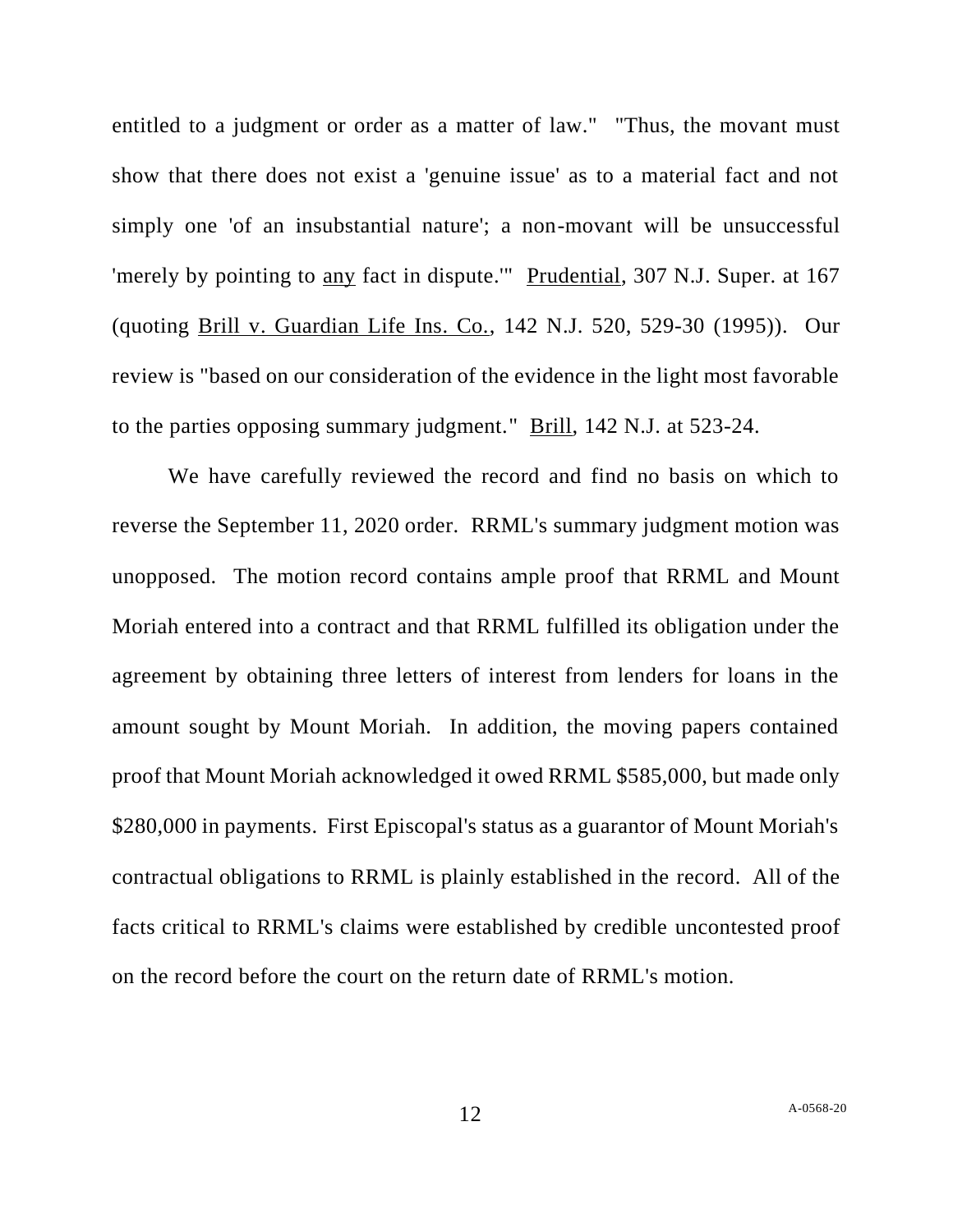entitled to a judgment or order as a matter of law." "Thus, the movant must show that there does not exist a 'genuine issue' as to a material fact and not simply one 'of an insubstantial nature'; a non-movant will be unsuccessful 'merely by pointing to any fact in dispute.'" Prudential, 307 N.J. Super. at 167 (quoting Brill v. Guardian Life Ins. Co., 142 N.J. 520, 529-30 (1995)). Our review is "based on our consideration of the evidence in the light most favorable to the parties opposing summary judgment." Brill, 142 N.J. at 523-24.

We have carefully reviewed the record and find no basis on which to reverse the September 11, 2020 order. RRML's summary judgment motion was unopposed. The motion record contains ample proof that RRML and Mount Moriah entered into a contract and that RRML fulfilled its obligation under the agreement by obtaining three letters of interest from lenders for loans in the amount sought by Mount Moriah. In addition, the moving papers contained proof that Mount Moriah acknowledged it owed RRML $585,000, but made only $280,000 in payments. First Episcopal's status as a guarantor of Mount Moriah's contractual obligations to RRML is plainly established in the record. All of the facts critical to RRML's claims were established by credible uncontested proof on the record before the court on the return date of RRML's motion.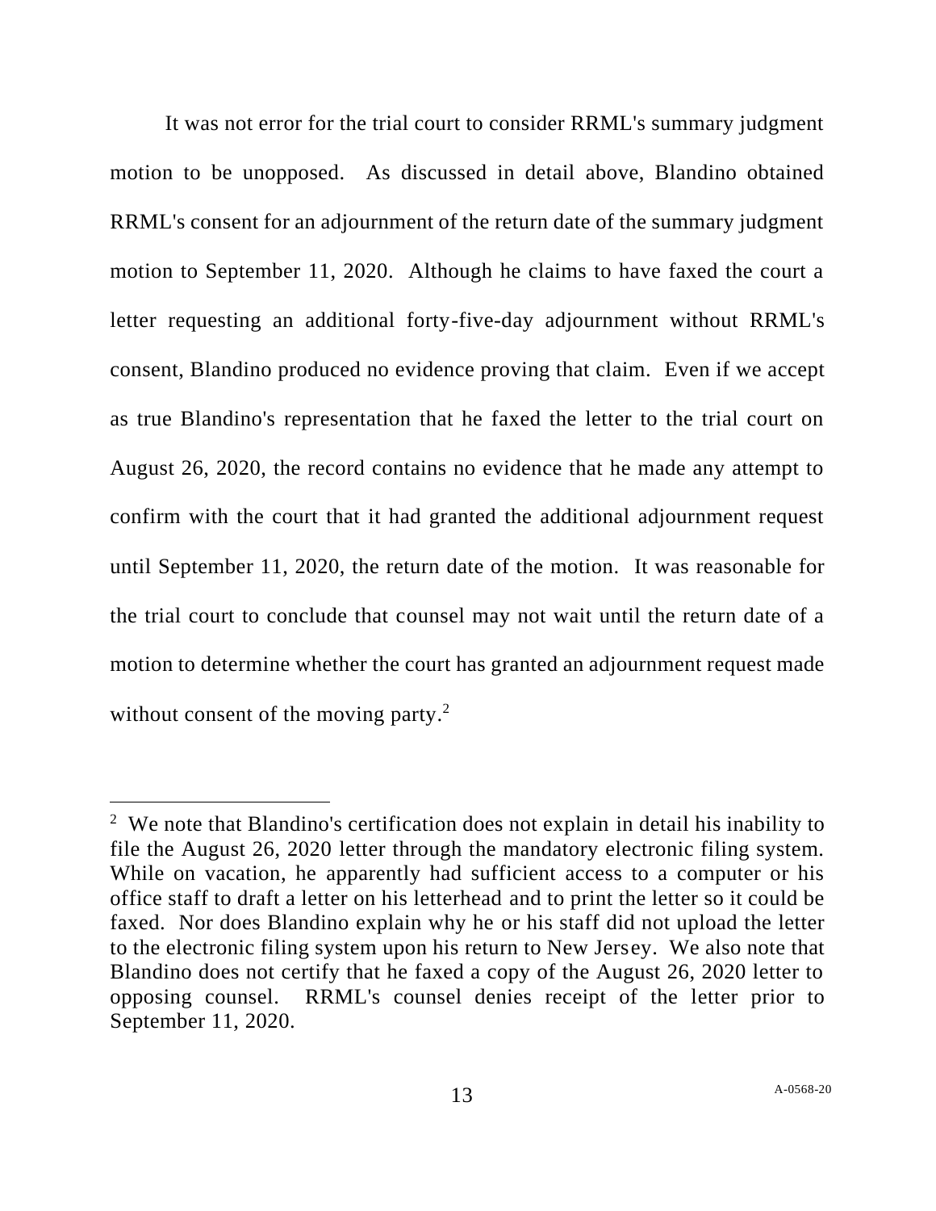It was not error for the trial court to consider RRML's summary judgment motion to be unopposed. As discussed in detail above, Blandino obtained RRML's consent for an adjournment of the return date of the summary judgment motion to September 11, 2020. Although he claims to have faxed the court a letter requesting an additional forty-five-day adjournment without RRML's consent, Blandino produced no evidence proving that claim. Even if we accept as true Blandino's representation that he faxed the letter to the trial court on August 26, 2020, the record contains no evidence that he made any attempt to confirm with the court that it had granted the additional adjournment request until September 11, 2020, the return date of the motion. It was reasonable for the trial court to conclude that counsel may not wait until the return date of a motion to determine whether the court has granted an adjournment request made without consent of the moving party.[2]

---

[2] We note that Blandino's certification does not explain in detail his inability to file the August 26, 2020 letter through the mandatory electronic filing system. While on vacation, he apparently had sufficient access to a computer or his office staff to draft a letter on his letterhead and to print the letter so it could be faxed. Nor does Blandino explain why he or his staff did not upload the letter to the electronic filing system upon his return to New Jersey. We also note that Blandino does not certify that he faxed a copy of the August 26, 2020 letter to opposing counsel. RRML's counsel denies receipt of the letter prior to September 11, 2020.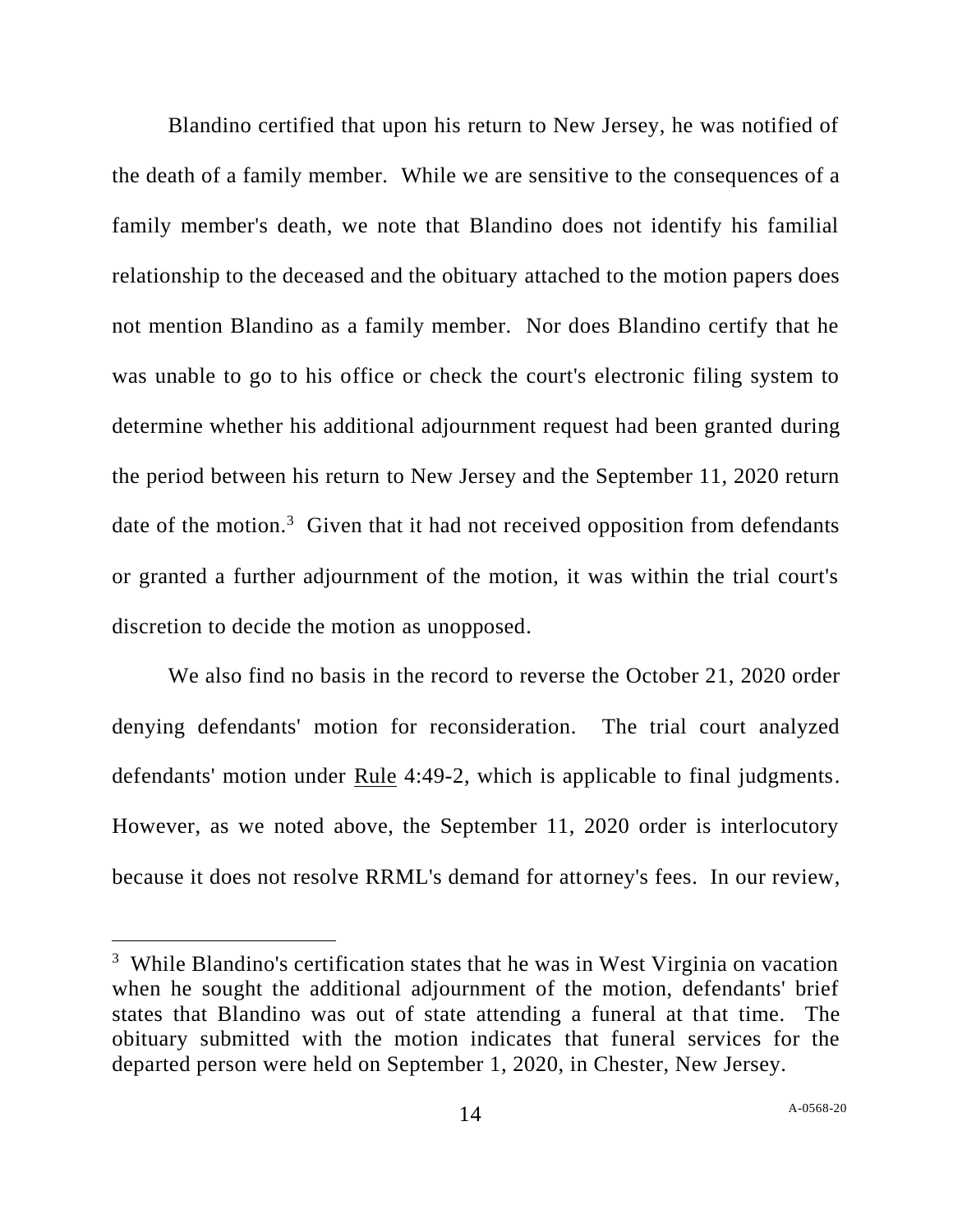Blandino certified that upon his return to New Jersey, he was notified of the death of a family member. While we are sensitive to the consequences of a family member's death, we note that Blandino does not identify his familial relationship to the deceased and the obituary attached to the motion papers does not mention Blandino as a family member. Nor does Blandino certify that he was unable to go to his office or check the court's electronic filing system to determine whether his additional adjournment request had been granted during the period between his return to New Jersey and the September 11, 2020 return date of the motion.[3] Given that it had not received opposition from defendants or granted a further adjournment of the motion, it was within the trial court's discretion to decide the motion as unopposed.

We also find no basis in the record to reverse the October 21, 2020 order denying defendants' motion for reconsideration. The trial court analyzed defendants' motion under Rule 4:49-2, which is applicable to final judgments. However, as we noted above, the September 11, 2020 order is interlocutory because it does not resolve RRML's demand for attorney's fees. In our review,

[3] While Blandino's certification states that he was in West Virginia on vacation when he sought the additional adjournment of the motion, defendants' brief states that Blandino was out of state attending a funeral at that time. The obituary submitted with the motion indicates that funeral services for the departed person were held on September 1, 2020, in Chester, New Jersey.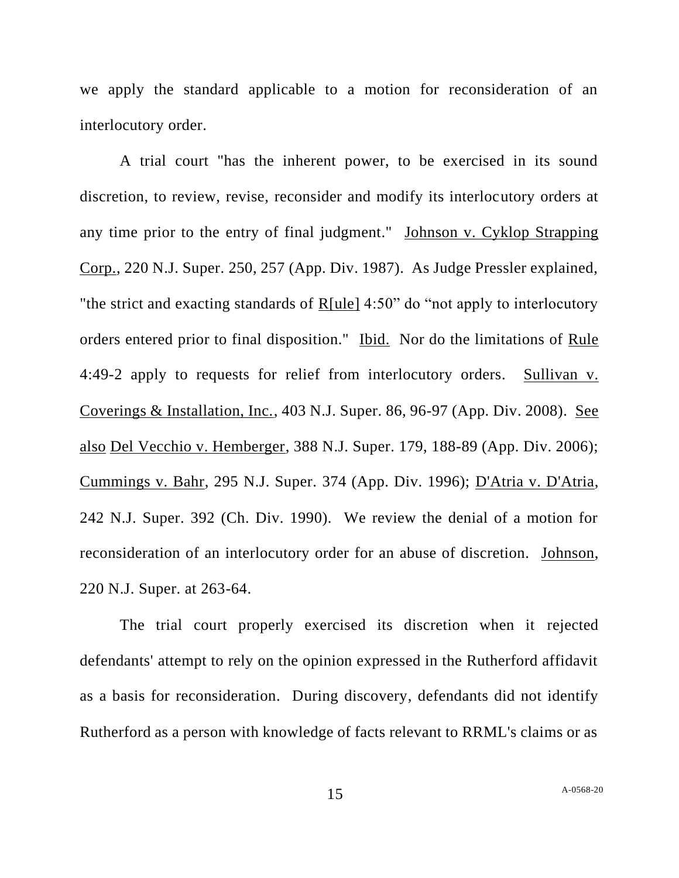we apply the standard applicable to a motion for reconsideration of an interlocutory order.

A trial court "has the inherent power, to be exercised in its sound discretion, to review, revise, reconsider and modify its interlocutory orders at any time prior to the entry of final judgment." Johnson v. Cyklop Strapping Corp., 220 N.J. Super. 250, 257 (App. Div. 1987). As Judge Pressler explained, "the strict and exacting standards of R[ule] 4:50" do "not apply to interlocutory orders entered prior to final disposition." Ibid. Nor do the limitations of Rule 4:49-2 apply to requests for relief from interlocutory orders. Sullivan v. Coverings & Installation, Inc., 403 N.J. Super. 86, 96-97 (App. Div. 2008). See also Del Vecchio v. Hemberger, 388 N.J. Super. 179, 188-89 (App. Div. 2006); Cummings v. Bahr, 295 N.J. Super. 374 (App. Div. 1996); D'Atria v. D'Atria, 242 N.J. Super. 392 (Ch. Div. 1990). We review the denial of a motion for reconsideration of an interlocutory order for an abuse of discretion. Johnson, 220 N.J. Super. at 263-64.

The trial court properly exercised its discretion when it rejected defendants' attempt to rely on the opinion expressed in the Rutherford affidavit as a basis for reconsideration. During discovery, defendants did not identify Rutherford as a person with knowledge of facts relevant to RRML's claims or as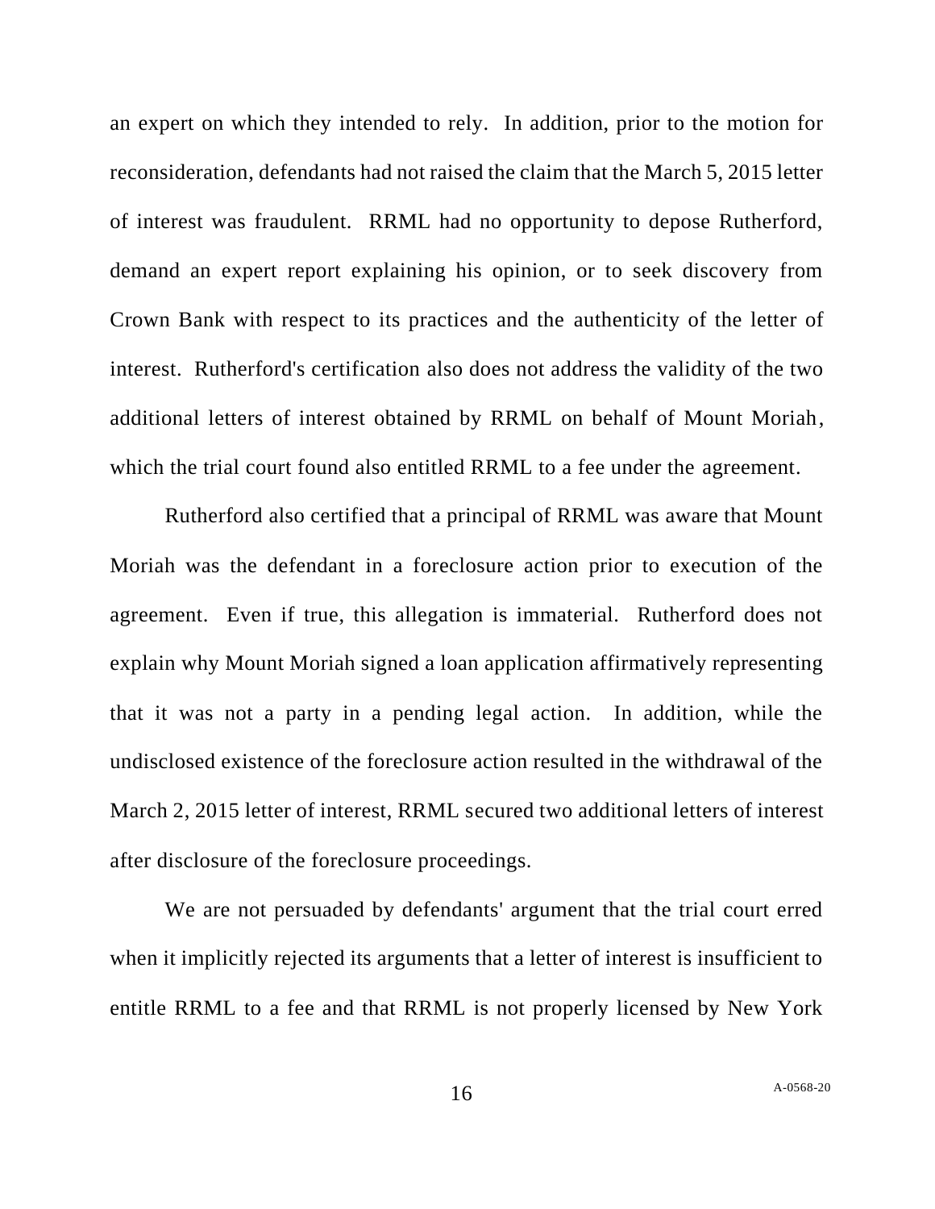an expert on which they intended to rely. In addition, prior to the motion for reconsideration, defendants had not raised the claim that the March 5, 2015 letter of interest was fraudulent. RRML had no opportunity to depose Rutherford, demand an expert report explaining his opinion, or to seek discovery from Crown Bank with respect to its practices and the authenticity of the letter of interest. Rutherford's certification also does not address the validity of the two additional letters of interest obtained by RRML on behalf of Mount Moriah, which the trial court found also entitled RRML to a fee under the agreement.

Rutherford also certified that a principal of RRML was aware that Mount Moriah was the defendant in a foreclosure action prior to execution of the agreement. Even if true, this allegation is immaterial. Rutherford does not explain why Mount Moriah signed a loan application affirmatively representing that it was not a party in a pending legal action. In addition, while the undisclosed existence of the foreclosure action resulted in the withdrawal of the March 2, 2015 letter of interest, RRML secured two additional letters of interest after disclosure of the foreclosure proceedings.

We are not persuaded by defendants' argument that the trial court erred when it implicitly rejected its arguments that a letter of interest is insufficient to entitle RRML to a fee and that RRML is not properly licensed by New York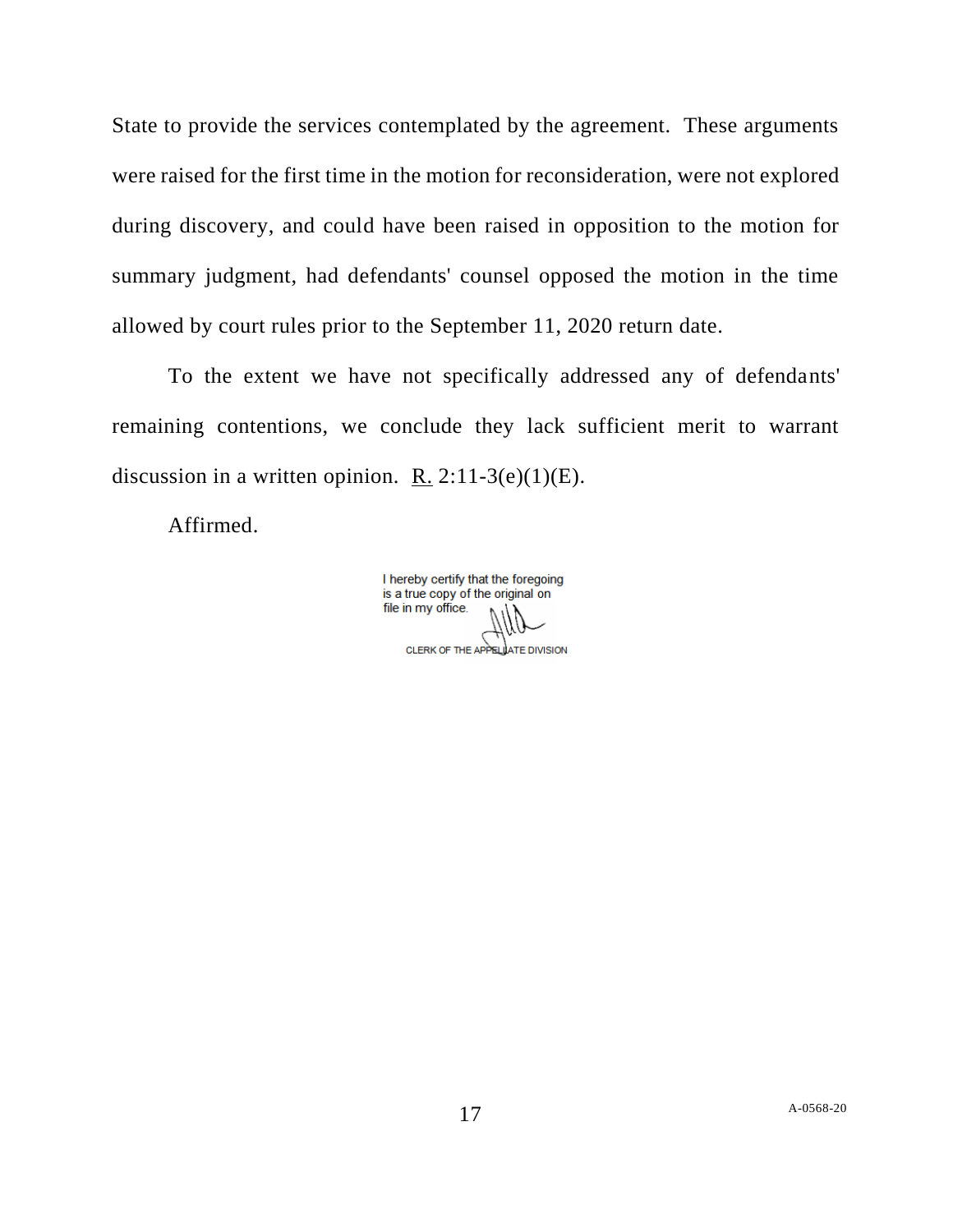State to provide the services contemplated by the agreement. These arguments were raised for the first time in the motion for reconsideration, were not explored during discovery, and could have been raised in opposition to the motion for summary judgment, had defendants' counsel opposed the motion in the time allowed by court rules prior to the September 11, 2020 return date.

To the extent we have not specifically addressed any of defendants' remaining contentions, we conclude they lack sufficient merit to warrant discussion in a written opinion. R. 2:11-3(e)(1)(E).

Affirmed.

I hereby certify that the foregoing is a true copy of the original on file in my office.

CLERK OF THE APPELLATE DIVISION